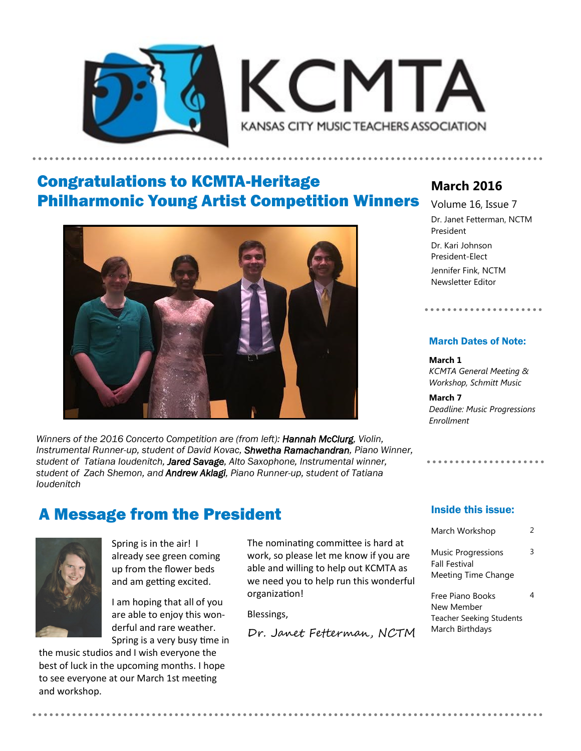# KCMTA

KANSAS CITY MUSIC TEACHERS ASSOCIATION

## Congratulations to KCMTA-Heritage Philharmonic Young Artist Competition Winners

*Winners of the 2016 Concerto Competition are (from left):* ***Hannah McClurg****, Violin, Instrumental Runner-up, student of David Kovac,* ***Shwetha Ramachandran****, Piano Winner, student of Tatiana Ioudenitch,* ***Jared Savage****, Alto Saxophone, Instrumental winner, student of Zach Shemon, and* ***Andrew Aklagi****, Piano Runner-up, student of Tatiana Ioudenitch*

## A Message from the President

Spring is in the air! I already see green coming up from the flower beds and am getting excited.

I am hoping that all of you are able to enjoy this wonderful and rare weather. Spring is a very busy time in the music studios and I wish everyone the best of luck in the upcoming months. I hope to see everyone at our March 1st meeting and workshop.

The nominating committee is hard at work, so please let me know if you are able and willing to help out KCMTA as we need you to help run this wonderful organization!

Blessings,

Dr. Janet Fetterman, NCTM

---

**March 2016**

Volume 16, Issue 7

Dr. Janet Fetterman, NCTM
President

Dr. Kari Johnson
President-Elect

Jennifer Fink, NCTM
Newsletter Editor

### March Dates of Note:

**March 1**
*KCMTA General Meeting & Workshop, Schmitt Music*

**March 7**
*Deadline: Music Progressions Enrollment*

### Inside this issue:

| | |
|---|---|
| March Workshop | 2 |
| Music Progressions<br>Fall Festival<br>Meeting Time Change | 3 |
| Free Piano Books<br>New Member<br>Teacher Seeking Students<br>March Birthdays | 4 |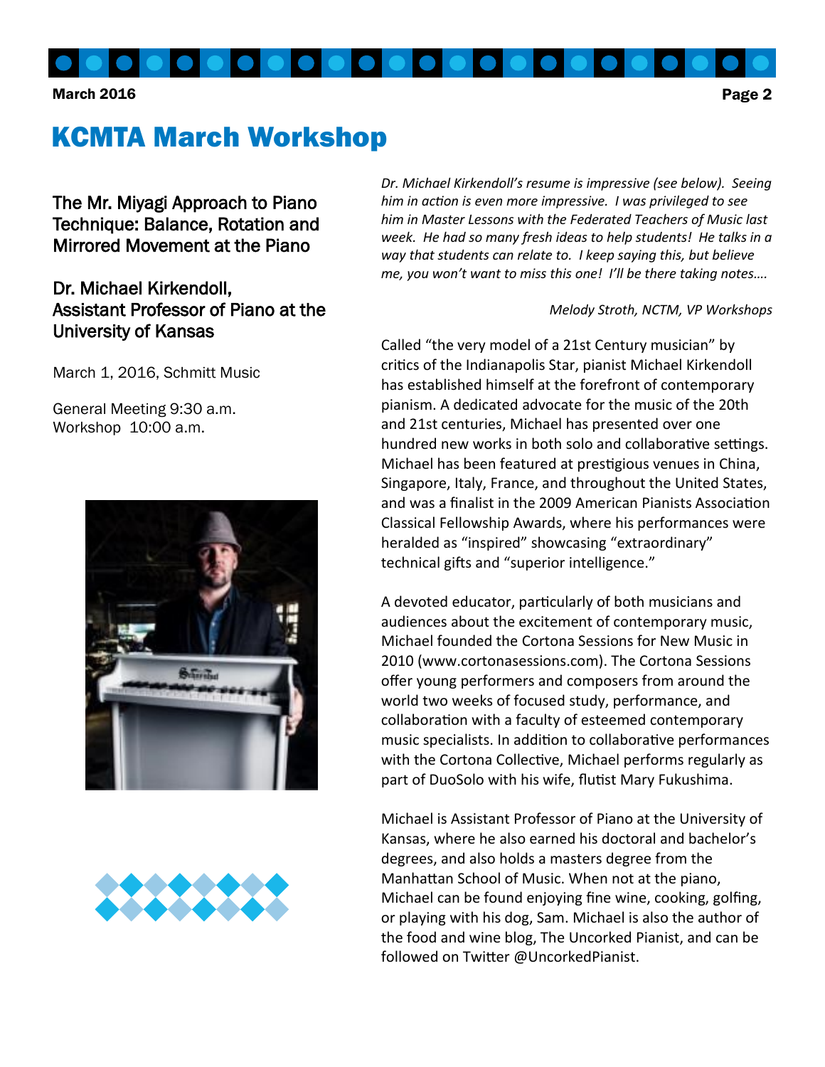# KCMTA March Workshop

## The Mr. Miyagi Approach to Piano Technique: Balance, Rotation and Mirrored Movement at the Piano

## Dr. Michael Kirkendoll, Assistant Professor of Piano at the University of Kansas

March 1, 2016, Schmitt Music

General Meeting 9:30 a.m.
Workshop 10:00 a.m.

*Dr. Michael Kirkendoll's resume is impressive (see below). Seeing him in action is even more impressive. I was privileged to see him in Master Lessons with the Federated Teachers of Music last week. He had so many fresh ideas to help students! He talks in a way that students can relate to. I keep saying this, but believe me, you won't want to miss this one! I'll be there taking notes….*

*Melody Stroth, NCTM, VP Workshops*

Called "the very model of a 21st Century musician" by critics of the Indianapolis Star, pianist Michael Kirkendoll has established himself at the forefront of contemporary pianism. A dedicated advocate for the music of the 20th and 21st centuries, Michael has presented over one hundred new works in both solo and collaborative settings. Michael has been featured at prestigious venues in China, Singapore, Italy, France, and throughout the United States, and was a finalist in the 2009 American Pianists Association Classical Fellowship Awards, where his performances were heralded as "inspired" showcasing "extraordinary" technical gifts and "superior intelligence."

A devoted educator, particularly of both musicians and audiences about the excitement of contemporary music, Michael founded the Cortona Sessions for New Music in 2010 (www.cortonasessions.com). The Cortona Sessions offer young performers and composers from around the world two weeks of focused study, performance, and collaboration with a faculty of esteemed contemporary music specialists. In addition to collaborative performances with the Cortona Collective, Michael performs regularly as part of DuoSolo with his wife, flutist Mary Fukushima.

Michael is Assistant Professor of Piano at the University of Kansas, where he also earned his doctoral and bachelor's degrees, and also holds a masters degree from the Manhattan School of Music. When not at the piano, Michael can be found enjoying fine wine, cooking, golfing, or playing with his dog, Sam. Michael is also the author of the food and wine blog, The Uncorked Pianist, and can be followed on Twitter @UncorkedPianist.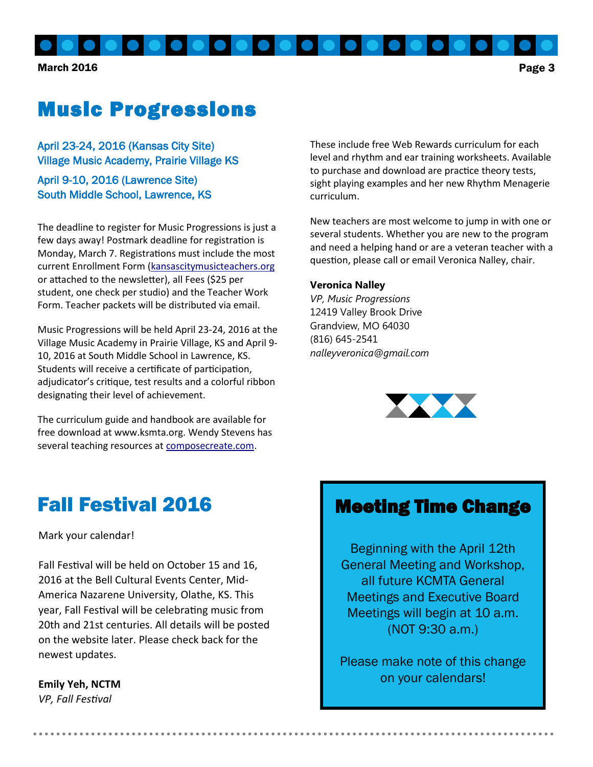# Music Progressions

April 23-24, 2016 (Kansas City Site)
Village Music Academy, Prairie Village KS

April 9-10, 2016 (Lawrence Site)
South Middle School, Lawrence, KS

The deadline to register for Music Progressions is just a few days away! Postmark deadline for registration is Monday, March 7. Registrations must include the most current Enrollment Form (kansascitymusicteachers.org or attached to the newsletter), all Fees ($25 per student, one check per studio) and the Teacher Work Form. Teacher packets will be distributed via email.

Music Progressions will be held April 23-24, 2016 at the Village Music Academy in Prairie Village, KS and April 9-10, 2016 at South Middle School in Lawrence, KS. Students will receive a certificate of participation, adjudicator's critique, test results and a colorful ribbon designating their level of achievement.

The curriculum guide and handbook are available for free download at www.ksmta.org. Wendy Stevens has several teaching resources at composecreate.com. These include free Web Rewards curriculum for each level and rhythm and ear training worksheets. Available to purchase and download are practice theory tests, sight playing examples and her new Rhythm Menagerie curriculum.

New teachers are most welcome to jump in with one or several students. Whether you are new to the program and need a helping hand or are a veteran teacher with a question, please call or email Veronica Nalley, chair.

**Veronica Nalley**
*VP, Music Progressions*
12419 Valley Brook Drive
Grandview, MO 64030
(816) 645-2541
*nalleyveronica@gmail.com*

# Fall Festival 2016

Mark your calendar!

Fall Festival will be held on October 15 and 16, 2016 at the Bell Cultural Events Center, Mid-America Nazarene University, Olathe, KS. This year, Fall Festival will be celebrating music from 20th and 21st centuries. All details will be posted on the website later. Please check back for the newest updates.

**Emily Yeh, NCTM**
*VP, Fall Festival*

## Meeting Time Change

Beginning with the April 12th General Meeting and Workshop, all future KCMTA General Meetings and Executive Board Meetings will begin at 10 a.m. (NOT 9:30 a.m.)

Please make note of this change on your calendars!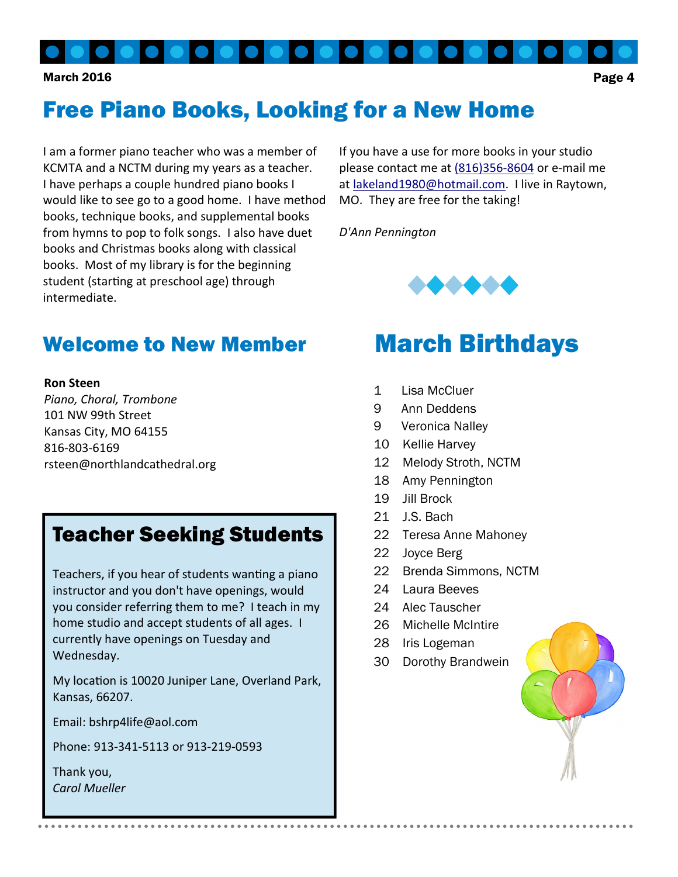# Free Piano Books, Looking for a New Home

I am a former piano teacher who was a member of KCMTA and a NCTM during my years as a teacher. I have perhaps a couple hundred piano books I would like to see go to a good home. I have method books, technique books, and supplemental books from hymns to pop to folk songs. I also have duet books and Christmas books along with classical books. Most of my library is for the beginning student (starting at preschool age) through intermediate.

If you have a use for more books in your studio please contact me at (816)356-8604 or e-mail me at lakeland1980@hotmail.com. I live in Raytown, MO. They are free for the taking!

*D'Ann Pennington*

## Welcome to New Member

**Ron Steen**
*Piano, Choral, Trombone*
101 NW 99th Street
Kansas City, MO 64155
816-803-6169
rsteen@northlandcathedral.org

## Teacher Seeking Students

Teachers, if you hear of students wanting a piano instructor and you don't have openings, would you consider referring them to me? I teach in my home studio and accept students of all ages. I currently have openings on Tuesday and Wednesday.

My location is 10020 Juniper Lane, Overland Park, Kansas, 66207.

Email: bshrp4life@aol.com

Phone: 913-341-5113 or 913-219-0593

Thank you,
*Carol Mueller*

## March Birthdays

| | |
|---|---|
| 1 | Lisa McCluer |
| 9 | Ann Deddens |
| 9 | Veronica Nalley |
| 10 | Kellie Harvey |
| 12 | Melody Stroth, NCTM |
| 18 | Amy Pennington |
| 19 | Jill Brock |
| 21 | J.S. Bach |
| 22 | Teresa Anne Mahoney |
| 22 | Joyce Berg |
| 22 | Brenda Simmons, NCTM |
| 24 | Laura Beeves |
| 24 | Alec Tauscher |
| 26 | Michelle McIntire |
| 28 | Iris Logeman |
| 30 | Dorothy Brandwein |